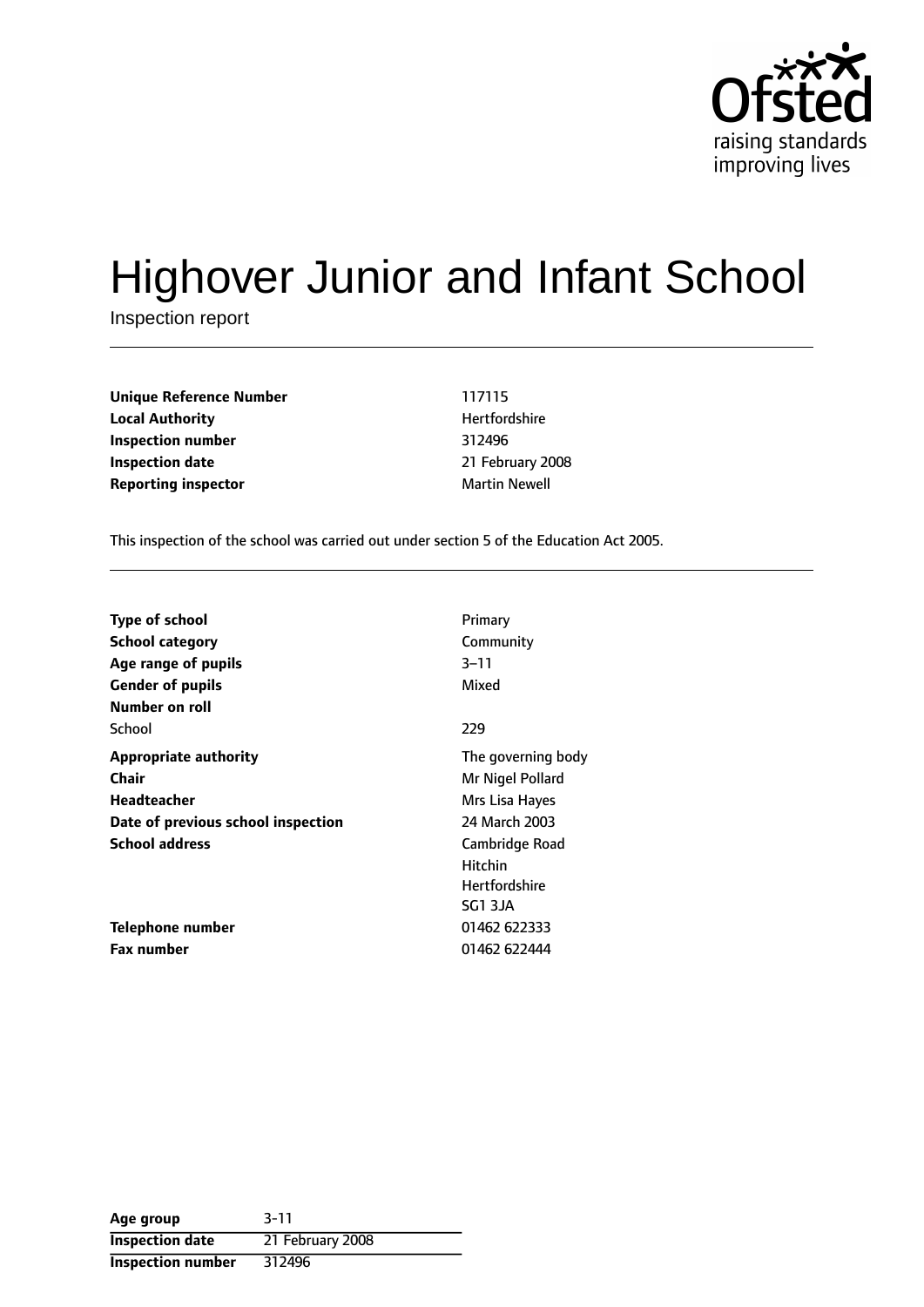# Highover Junior and Infant School

Inspection report

| | |
|---|---|
| **Unique Reference Number** | 117115 |
| **Local Authority** | Hertfordshire |
| **Inspection number** | 312496 |
| **Inspection date** | 21 February 2008 |
| **Reporting inspector** | Martin Newell |

This inspection of the school was carried out under section 5 of the Education Act 2005.

| | |
|---|---|
| **Type of school** | Primary |
| **School category** | Community |
| **Age range of pupils** | 3–11 |
| **Gender of pupils** | Mixed |
| **Number on roll** | |
| School | 229 |
| **Appropriate authority** | The governing body |
| **Chair** | Mr Nigel Pollard |
| **Headteacher** | Mrs Lisa Hayes |
| **Date of previous school inspection** | 24 March 2003 |
| **School address** | Cambridge Road<br>Hitchin<br>Hertfordshire<br>SG1 3JA |
| **Telephone number** | 01462 622333 |
| **Fax number** | 01462 622444 |

| | |
|---|---|
| **Age group** | 3-11 |
| **Inspection date** | 21 February 2008 |
| **Inspection number** | 312496 |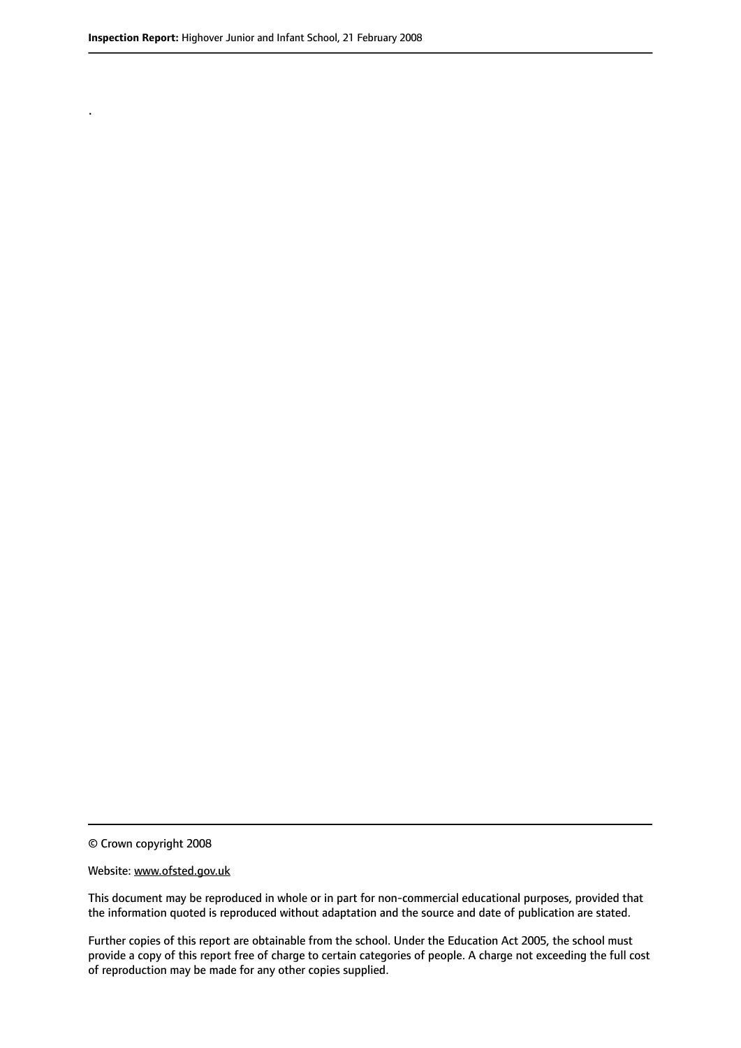.

© Crown copyright 2008

Website: www.ofsted.gov.uk

This document may be reproduced in whole or in part for non-commercial educational purposes, provided that the information quoted is reproduced without adaptation and the source and date of publication are stated.

Further copies of this report are obtainable from the school. Under the Education Act 2005, the school must provide a copy of this report free of charge to certain categories of people. A charge not exceeding the full cost of reproduction may be made for any other copies supplied.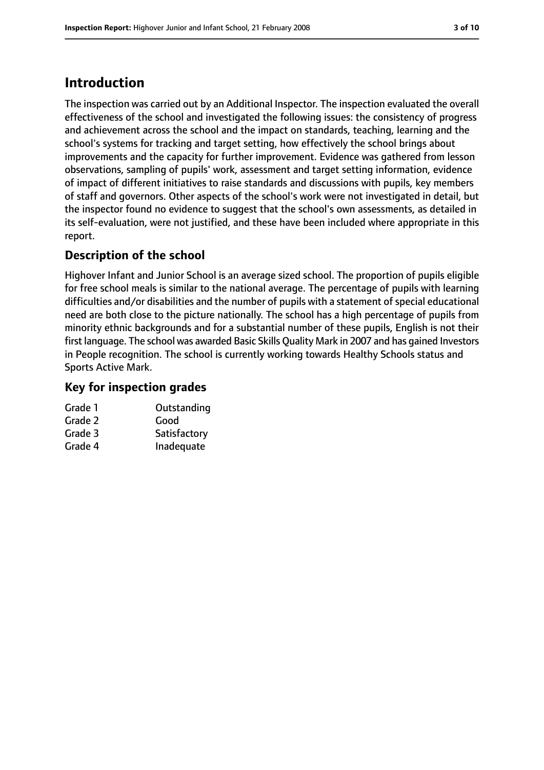# Introduction

The inspection was carried out by an Additional Inspector. The inspection evaluated the overall effectiveness of the school and investigated the following issues: the consistency of progress and achievement across the school and the impact on standards, teaching, learning and the school's systems for tracking and target setting, how effectively the school brings about improvements and the capacity for further improvement. Evidence was gathered from lesson observations, sampling of pupils' work, assessment and target setting information, evidence of impact of different initiatives to raise standards and discussions with pupils, key members of staff and governors. Other aspects of the school's work were not investigated in detail, but the inspector found no evidence to suggest that the school's own assessments, as detailed in its self-evaluation, were not justified, and these have been included where appropriate in this report.

## Description of the school

Highover Infant and Junior School is an average sized school. The proportion of pupils eligible for free school meals is similar to the national average. The percentage of pupils with learning difficulties and/or disabilities and the number of pupils with a statement of special educational need are both close to the picture nationally. The school has a high percentage of pupils from minority ethnic backgrounds and for a substantial number of these pupils, English is not their first language. The school was awarded Basic Skills Quality Mark in 2007 and has gained Investors in People recognition. The school is currently working towards Healthy Schools status and Sports Active Mark.

## Key for inspection grades

| | |
|---|---|
| Grade 1 | Outstanding |
| Grade 2 | Good |
| Grade 3 | Satisfactory |
| Grade 4 | Inadequate |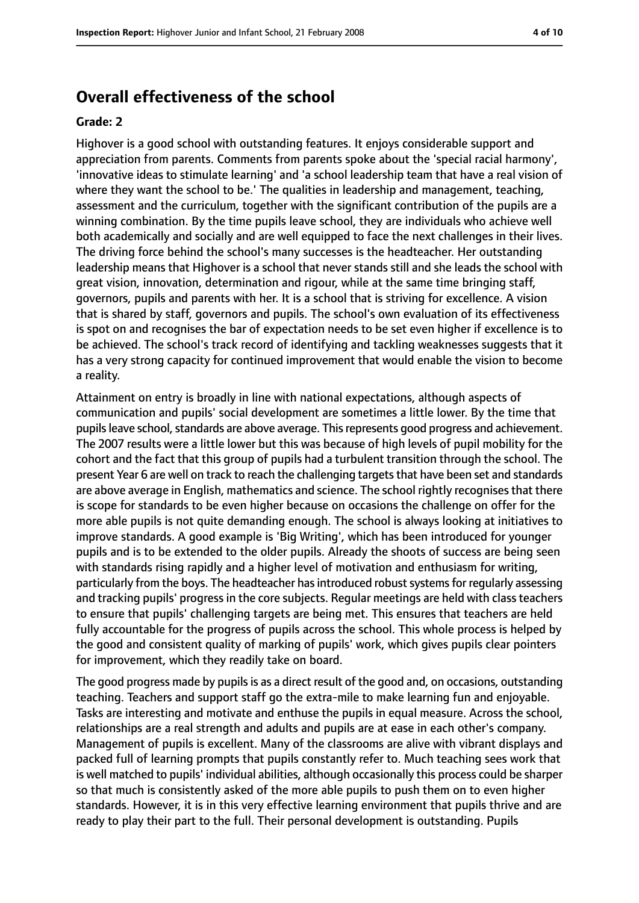## Overall effectiveness of the school

#### Grade: 2

Highover is a good school with outstanding features. It enjoys considerable support and appreciation from parents. Comments from parents spoke about the 'special racial harmony', 'innovative ideas to stimulate learning' and 'a school leadership team that have a real vision of where they want the school to be.' The qualities in leadership and management, teaching, assessment and the curriculum, together with the significant contribution of the pupils are a winning combination. By the time pupils leave school, they are individuals who achieve well both academically and socially and are well equipped to face the next challenges in their lives. The driving force behind the school's many successes is the headteacher. Her outstanding leadership means that Highover is a school that never stands still and she leads the school with great vision, innovation, determination and rigour, while at the same time bringing staff, governors, pupils and parents with her. It is a school that is striving for excellence. A vision that is shared by staff, governors and pupils. The school's own evaluation of its effectiveness is spot on and recognises the bar of expectation needs to be set even higher if excellence is to be achieved. The school's track record of identifying and tackling weaknesses suggests that it has a very strong capacity for continued improvement that would enable the vision to become a reality.

Attainment on entry is broadly in line with national expectations, although aspects of communication and pupils' social development are sometimes a little lower. By the time that pupils leave school, standards are above average. This represents good progress and achievement. The 2007 results were a little lower but this was because of high levels of pupil mobility for the cohort and the fact that this group of pupils had a turbulent transition through the school. The present Year 6 are well on track to reach the challenging targets that have been set and standards are above average in English, mathematics and science. The school rightly recognises that there is scope for standards to be even higher because on occasions the challenge on offer for the more able pupils is not quite demanding enough. The school is always looking at initiatives to improve standards. A good example is 'Big Writing', which has been introduced for younger pupils and is to be extended to the older pupils. Already the shoots of success are being seen with standards rising rapidly and a higher level of motivation and enthusiasm for writing, particularly from the boys. The headteacher has introduced robust systems for regularly assessing and tracking pupils' progress in the core subjects. Regular meetings are held with class teachers to ensure that pupils' challenging targets are being met. This ensures that teachers are held fully accountable for the progress of pupils across the school. This whole process is helped by the good and consistent quality of marking of pupils' work, which gives pupils clear pointers for improvement, which they readily take on board.

The good progress made by pupils is as a direct result of the good and, on occasions, outstanding teaching. Teachers and support staff go the extra-mile to make learning fun and enjoyable. Tasks are interesting and motivate and enthuse the pupils in equal measure. Across the school, relationships are a real strength and adults and pupils are at ease in each other's company. Management of pupils is excellent. Many of the classrooms are alive with vibrant displays and packed full of learning prompts that pupils constantly refer to. Much teaching sees work that is well matched to pupils' individual abilities, although occasionally this process could be sharper so that much is consistently asked of the more able pupils to push them on to even higher standards. However, it is in this very effective learning environment that pupils thrive and are ready to play their part to the full. Their personal development is outstanding. Pupils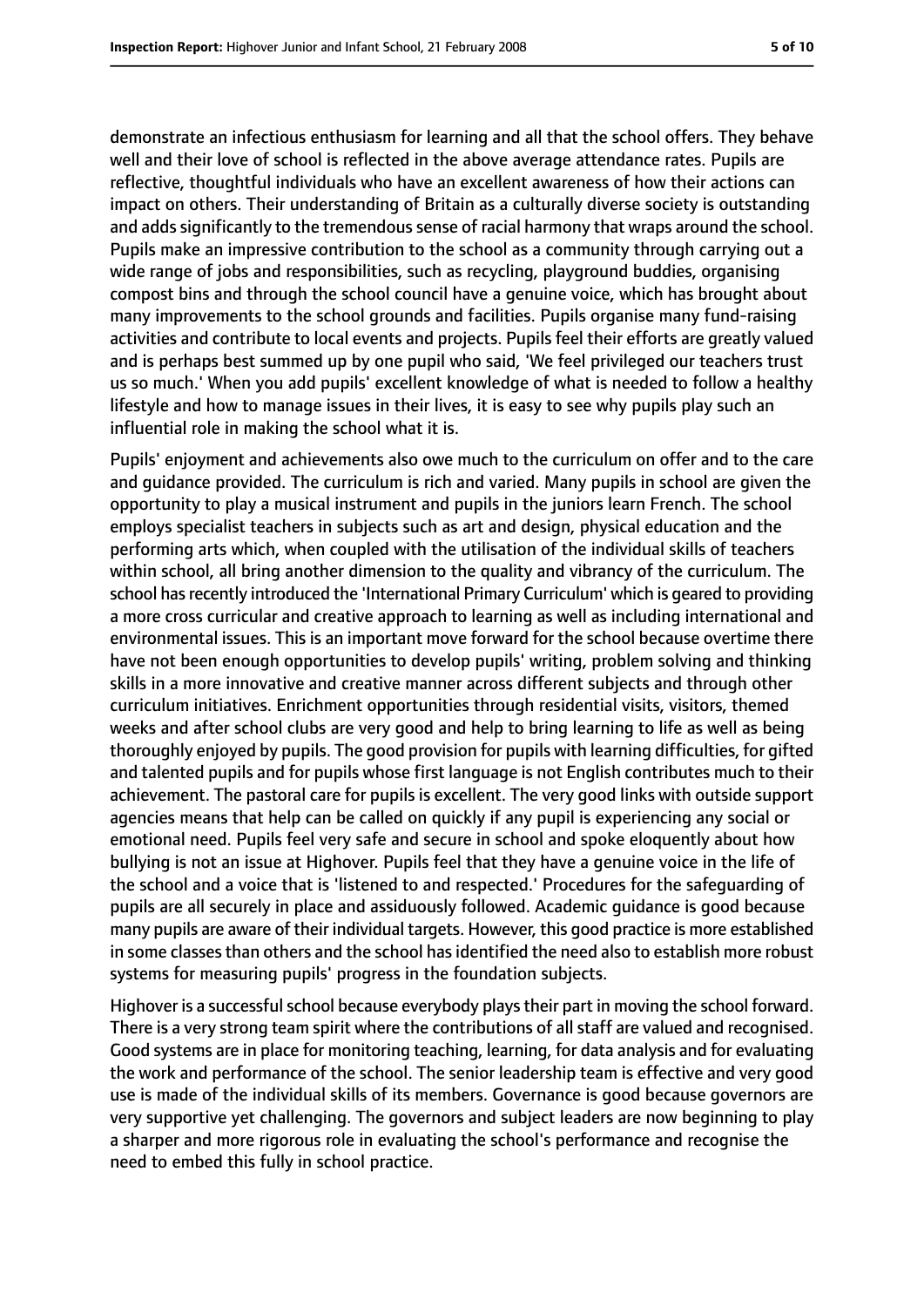demonstrate an infectious enthusiasm for learning and all that the school offers. They behave well and their love of school is reflected in the above average attendance rates. Pupils are reflective, thoughtful individuals who have an excellent awareness of how their actions can impact on others. Their understanding of Britain as a culturally diverse society is outstanding and adds significantly to the tremendous sense of racial harmony that wraps around the school. Pupils make an impressive contribution to the school as a community through carrying out a wide range of jobs and responsibilities, such as recycling, playground buddies, organising compost bins and through the school council have a genuine voice, which has brought about many improvements to the school grounds and facilities. Pupils organise many fund-raising activities and contribute to local events and projects. Pupils feel their efforts are greatly valued and is perhaps best summed up by one pupil who said, 'We feel privileged our teachers trust us so much.' When you add pupils' excellent knowledge of what is needed to follow a healthy lifestyle and how to manage issues in their lives, it is easy to see why pupils play such an influential role in making the school what it is.

Pupils' enjoyment and achievements also owe much to the curriculum on offer and to the care and guidance provided. The curriculum is rich and varied. Many pupils in school are given the opportunity to play a musical instrument and pupils in the juniors learn French. The school employs specialist teachers in subjects such as art and design, physical education and the performing arts which, when coupled with the utilisation of the individual skills of teachers within school, all bring another dimension to the quality and vibrancy of the curriculum. The school has recently introduced the 'International Primary Curriculum' which is geared to providing a more cross curricular and creative approach to learning as well as including international and environmental issues. This is an important move forward for the school because overtime there have not been enough opportunities to develop pupils' writing, problem solving and thinking skills in a more innovative and creative manner across different subjects and through other curriculum initiatives. Enrichment opportunities through residential visits, visitors, themed weeks and after school clubs are very good and help to bring learning to life as well as being thoroughly enjoyed by pupils. The good provision for pupils with learning difficulties, for gifted and talented pupils and for pupils whose first language is not English contributes much to their achievement. The pastoral care for pupils is excellent. The very good links with outside support agencies means that help can be called on quickly if any pupil is experiencing any social or emotional need. Pupils feel very safe and secure in school and spoke eloquently about how bullying is not an issue at Highover. Pupils feel that they have a genuine voice in the life of the school and a voice that is 'listened to and respected.' Procedures for the safeguarding of pupils are all securely in place and assiduously followed. Academic guidance is good because many pupils are aware of their individual targets. However, this good practice is more established in some classes than others and the school has identified the need also to establish more robust systems for measuring pupils' progress in the foundation subjects.

Highover is a successful school because everybody plays their part in moving the school forward. There is a very strong team spirit where the contributions of all staff are valued and recognised. Good systems are in place for monitoring teaching, learning, for data analysis and for evaluating the work and performance of the school. The senior leadership team is effective and very good use is made of the individual skills of its members. Governance is good because governors are very supportive yet challenging. The governors and subject leaders are now beginning to play a sharper and more rigorous role in evaluating the school's performance and recognise the need to embed this fully in school practice.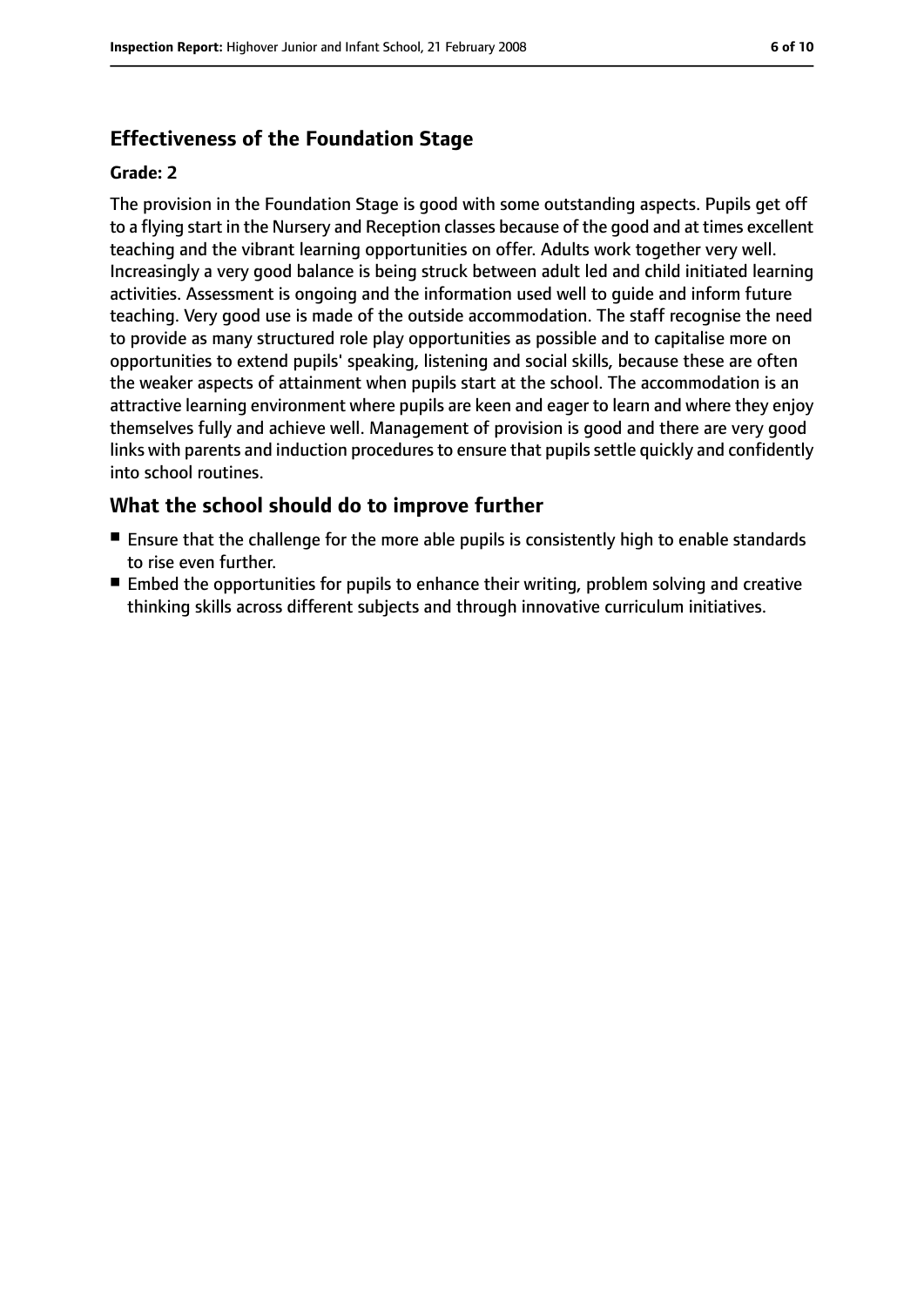## Effectiveness of the Foundation Stage

**Grade: 2**

The provision in the Foundation Stage is good with some outstanding aspects. Pupils get off to a flying start in the Nursery and Reception classes because of the good and at times excellent teaching and the vibrant learning opportunities on offer. Adults work together very well. Increasingly a very good balance is being struck between adult led and child initiated learning activities. Assessment is ongoing and the information used well to guide and inform future teaching. Very good use is made of the outside accommodation. The staff recognise the need to provide as many structured role play opportunities as possible and to capitalise more on opportunities to extend pupils' speaking, listening and social skills, because these are often the weaker aspects of attainment when pupils start at the school. The accommodation is an attractive learning environment where pupils are keen and eager to learn and where they enjoy themselves fully and achieve well. Management of provision is good and there are very good links with parents and induction procedures to ensure that pupils settle quickly and confidently into school routines.

## What the school should do to improve further

- Ensure that the challenge for the more able pupils is consistently high to enable standards to rise even further.
- Embed the opportunities for pupils to enhance their writing, problem solving and creative thinking skills across different subjects and through innovative curriculum initiatives.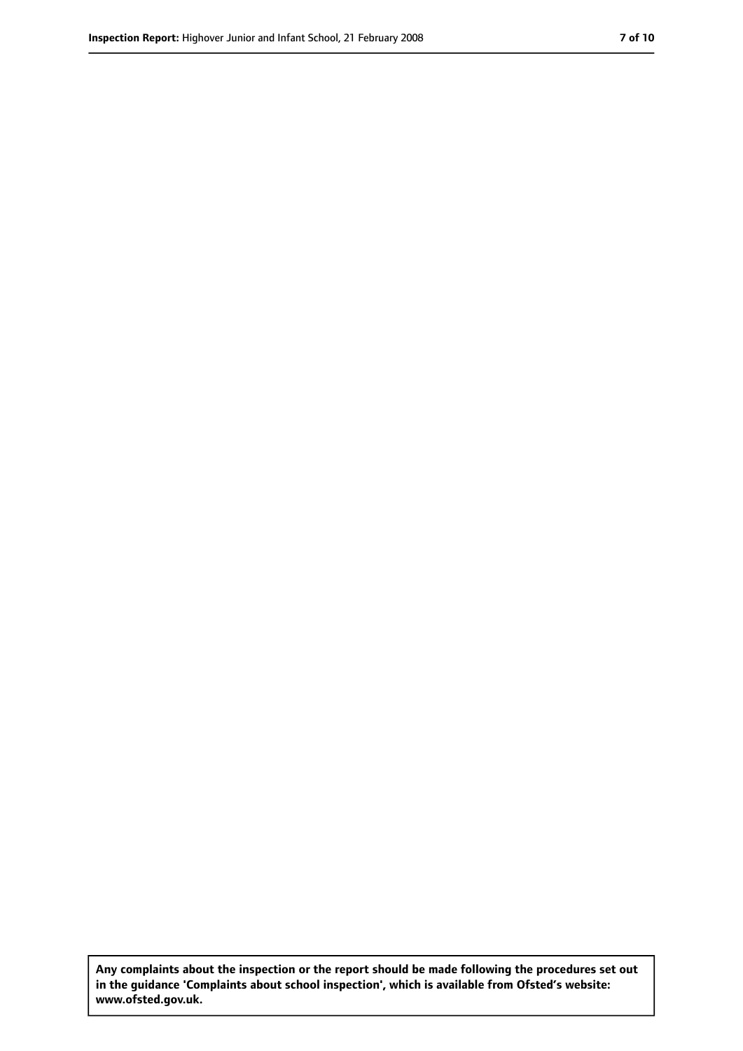**Any complaints about the inspection or the report should be made following the procedures set out in the guidance 'Complaints about school inspection', which is available from Ofsted's website: www.ofsted.gov.uk.**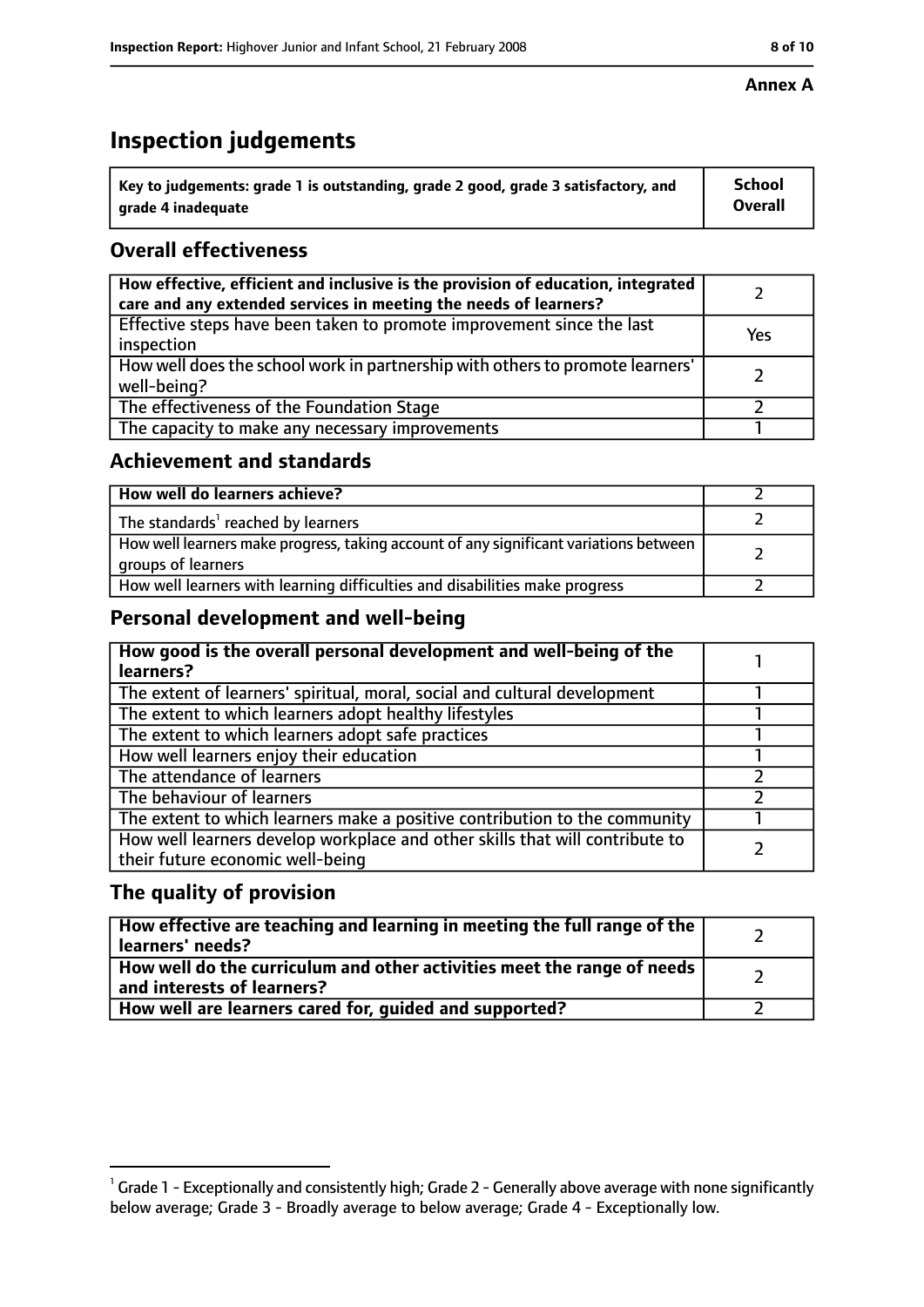Annex A

# Inspection judgements

| Key to judgements: grade 1 is outstanding, grade 2 good, grade 3 satisfactory, and grade 4 inadequate | School Overall |
|---|---|

## Overall effectiveness

| | |
|---|---|
| **How effective, efficient and inclusive is the provision of education, integrated care and any extended services in meeting the needs of learners?** | 2 |
| Effective steps have been taken to promote improvement since the last inspection | Yes |
| How well does the school work in partnership with others to promote learners' well-being? | 2 |
| The effectiveness of the Foundation Stage | 2 |
| The capacity to make any necessary improvements | 1 |

## Achievement and standards

| | |
|---|---|
| **How well do learners achieve?** | 2 |
| The standards[1] reached by learners | 2 |
| How well learners make progress, taking account of any significant variations between groups of learners | 2 |
| How well learners with learning difficulties and disabilities make progress | 2 |

## Personal development and well-being

| | |
|---|---|
| **How good is the overall personal development and well-being of the learners?** | 1 |
| The extent of learners' spiritual, moral, social and cultural development | 1 |
| The extent to which learners adopt healthy lifestyles | 1 |
| The extent to which learners adopt safe practices | 1 |
| How well learners enjoy their education | 1 |
| The attendance of learners | 2 |
| The behaviour of learners | 2 |
| The extent to which learners make a positive contribution to the community | 1 |
| How well learners develop workplace and other skills that will contribute to their future economic well-being | 2 |

## The quality of provision

| | |
|---|---|
| **How effective are teaching and learning in meeting the full range of the learners' needs?** | 2 |
| **How well do the curriculum and other activities meet the range of needs and interests of learners?** | 2 |
| **How well are learners cared for, guided and supported?** | 2 |

[1] Grade 1 - Exceptionally and consistently high; Grade 2 - Generally above average with none significantly below average; Grade 3 - Broadly average to below average; Grade 4 - Exceptionally low.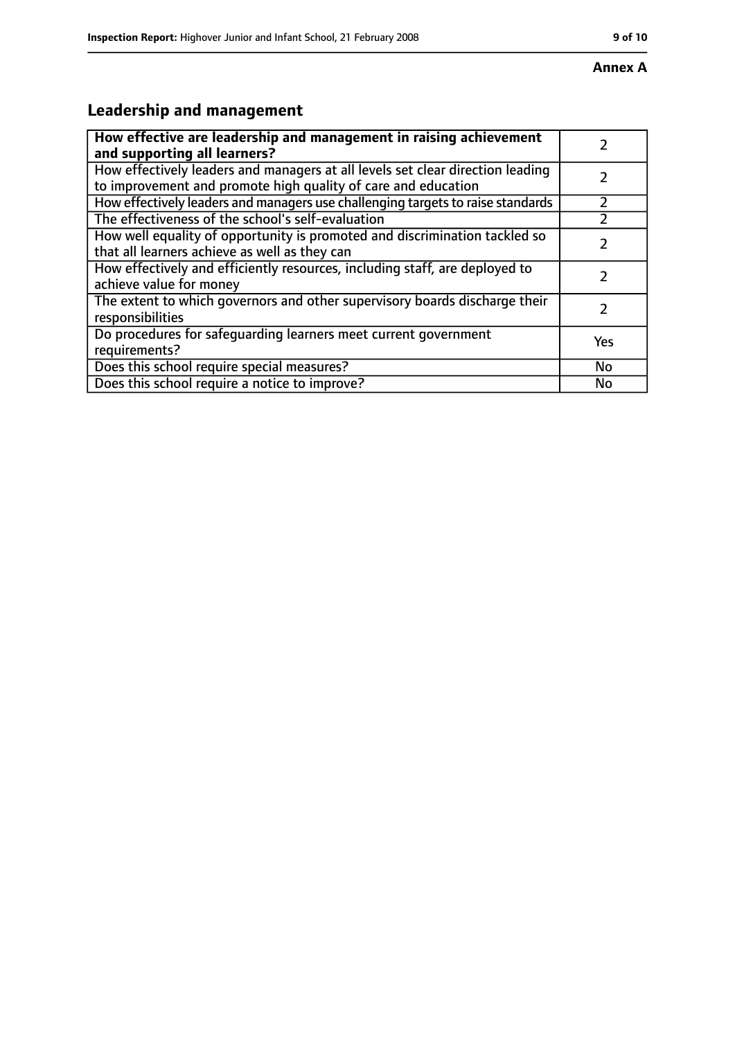**Annex A**

## Leadership and management

| | |
|---|---|
| **How effective are leadership and management in raising achievement and supporting all learners?** | 2 |
| How effectively leaders and managers at all levels set clear direction leading to improvement and promote high quality of care and education | 2 |
| How effectively leaders and managers use challenging targets to raise standards | 2 |
| The effectiveness of the school's self-evaluation | 2 |
| How well equality of opportunity is promoted and discrimination tackled so that all learners achieve as well as they can | 2 |
| How effectively and efficiently resources, including staff, are deployed to achieve value for money | 2 |
| The extent to which governors and other supervisory boards discharge their responsibilities | 2 |
| Do procedures for safeguarding learners meet current government requirements? | Yes |
| Does this school require special measures? | No |
| Does this school require a notice to improve? | No |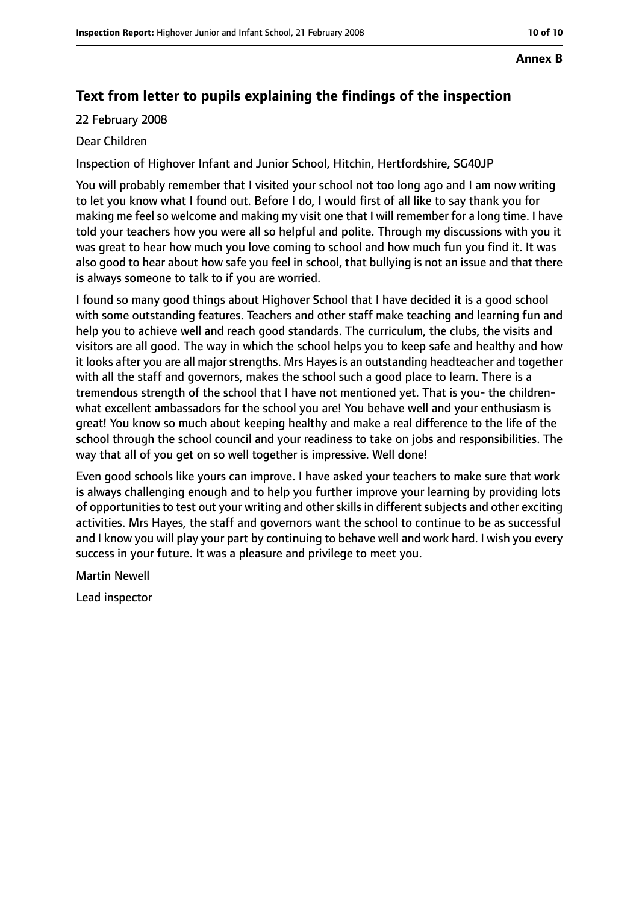**Annex B**

## Text from letter to pupils explaining the findings of the inspection

22 February 2008

Dear Children

Inspection of Highover Infant and Junior School, Hitchin, Hertfordshire, SG40JP

You will probably remember that I visited your school not too long ago and I am now writing to let you know what I found out. Before I do, I would first of all like to say thank you for making me feel so welcome and making my visit one that I will remember for a long time. I have told your teachers how you were all so helpful and polite. Through my discussions with you it was great to hear how much you love coming to school and how much fun you find it. It was also good to hear about how safe you feel in school, that bullying is not an issue and that there is always someone to talk to if you are worried.

I found so many good things about Highover School that I have decided it is a good school with some outstanding features. Teachers and other staff make teaching and learning fun and help you to achieve well and reach good standards. The curriculum, the clubs, the visits and visitors are all good. The way in which the school helps you to keep safe and healthy and how it looks after you are all major strengths. Mrs Hayes is an outstanding headteacher and together with all the staff and governors, makes the school such a good place to learn. There is a tremendous strength of the school that I have not mentioned yet. That is you- the children- what excellent ambassadors for the school you are! You behave well and your enthusiasm is great! You know so much about keeping healthy and make a real difference to the life of the school through the school council and your readiness to take on jobs and responsibilities. The way that all of you get on so well together is impressive. Well done!

Even good schools like yours can improve. I have asked your teachers to make sure that work is always challenging enough and to help you further improve your learning by providing lots of opportunities to test out your writing and other skills in different subjects and other exciting activities. Mrs Hayes, the staff and governors want the school to continue to be as successful and I know you will play your part by continuing to behave well and work hard. I wish you every success in your future. It was a pleasure and privilege to meet you.

Martin Newell

Lead inspector